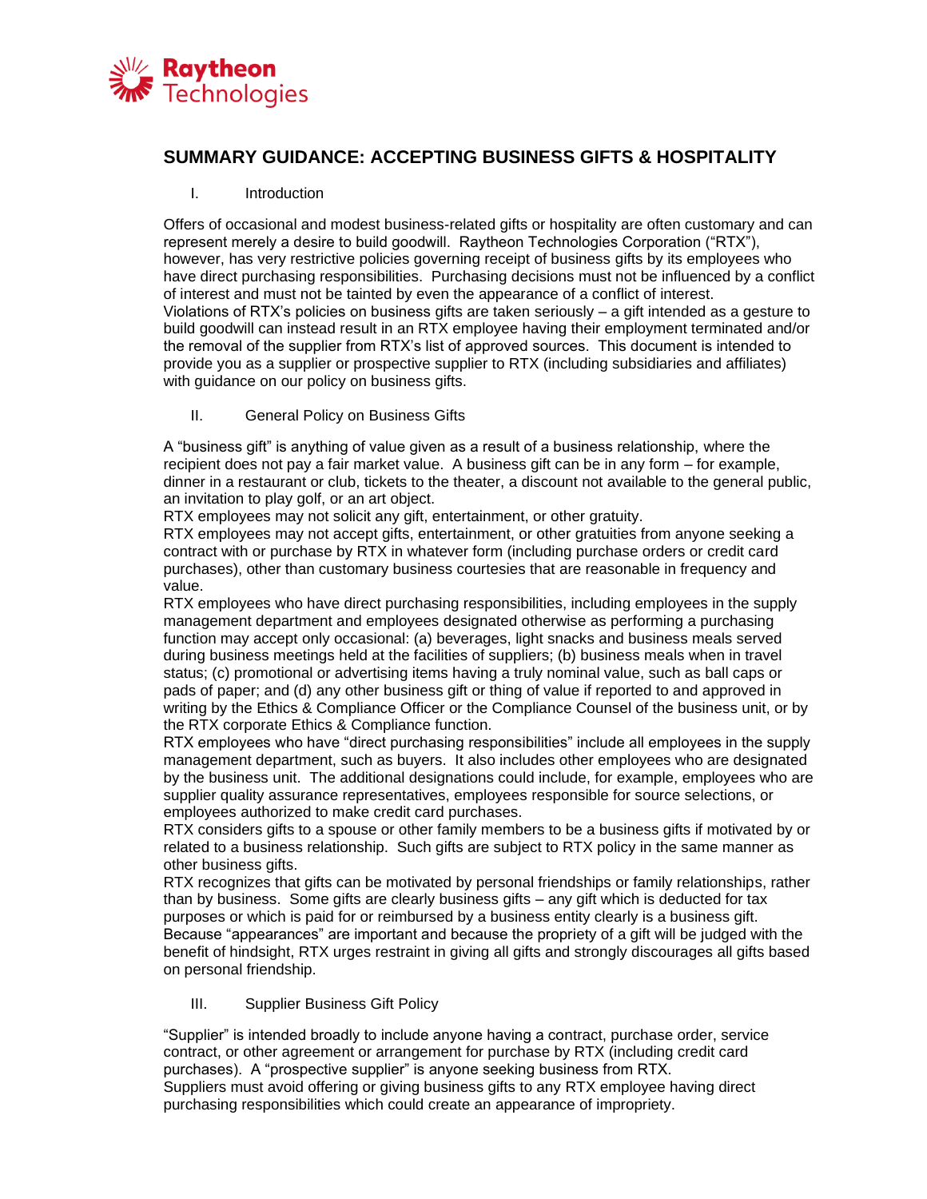# SUMMARY GUIDANCE: ACCEPTING BUSINESS GIFTS & HOSPITALITY

## I. Introduction

Offers of occasional and modest business-related gifts or hospitality are often customary and can represent merely a desire to build goodwill. Raytheon Technologies Corporation ("RTX"), however, has very restrictive policies governing receipt of business gifts by its employees who have direct purchasing responsibilities. Purchasing decisions must not be influenced by a conflict of interest and must not be tainted by even the appearance of a conflict of interest.

Violations of RTX's policies on business gifts are taken seriously – a gift intended as a gesture to build goodwill can instead result in an RTX employee having their employment terminated and/or the removal of the supplier from RTX's list of approved sources. This document is intended to provide you as a supplier or prospective supplier to RTX (including subsidiaries and affiliates) with guidance on our policy on business gifts.

## II. General Policy on Business Gifts

A "business gift" is anything of value given as a result of a business relationship, where the recipient does not pay a fair market value. A business gift can be in any form – for example, dinner in a restaurant or club, tickets to the theater, a discount not available to the general public, an invitation to play golf, or an art object.

RTX employees may not solicit any gift, entertainment, or other gratuity.

RTX employees may not accept gifts, entertainment, or other gratuities from anyone seeking a contract with or purchase by RTX in whatever form (including purchase orders or credit card purchases), other than customary business courtesies that are reasonable in frequency and value.

RTX employees who have direct purchasing responsibilities, including employees in the supply management department and employees designated otherwise as performing a purchasing function may accept only occasional: (a) beverages, light snacks and business meals served during business meetings held at the facilities of suppliers; (b) business meals when in travel status; (c) promotional or advertising items having a truly nominal value, such as ball caps or pads of paper; and (d) any other business gift or thing of value if reported to and approved in writing by the Ethics & Compliance Officer or the Compliance Counsel of the business unit, or by the RTX corporate Ethics & Compliance function.

RTX employees who have "direct purchasing responsibilities" include all employees in the supply management department, such as buyers. It also includes other employees who are designated by the business unit. The additional designations could include, for example, employees who are supplier quality assurance representatives, employees responsible for source selections, or employees authorized to make credit card purchases.

RTX considers gifts to a spouse or other family members to be a business gifts if motivated by or related to a business relationship. Such gifts are subject to RTX policy in the same manner as other business gifts.

RTX recognizes that gifts can be motivated by personal friendships or family relationships, rather than by business. Some gifts are clearly business gifts – any gift which is deducted for tax purposes or which is paid for or reimbursed by a business entity clearly is a business gift. Because "appearances" are important and because the propriety of a gift will be judged with the benefit of hindsight, RTX urges restraint in giving all gifts and strongly discourages all gifts based on personal friendship.

## III. Supplier Business Gift Policy

"Supplier" is intended broadly to include anyone having a contract, purchase order, service contract, or other agreement or arrangement for purchase by RTX (including credit card purchases). A "prospective supplier" is anyone seeking business from RTX.

Suppliers must avoid offering or giving business gifts to any RTX employee having direct purchasing responsibilities which could create an appearance of impropriety.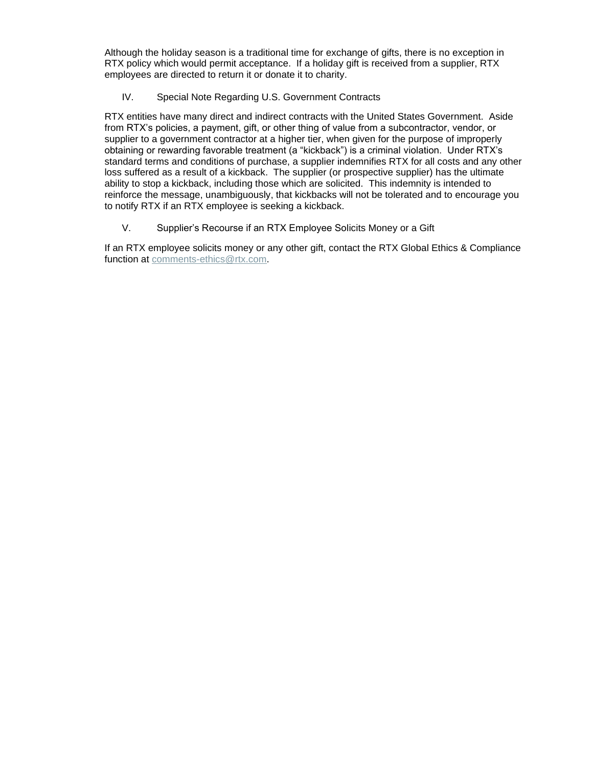Although the holiday season is a traditional time for exchange of gifts, there is no exception in RTX policy which would permit acceptance. If a holiday gift is received from a supplier, RTX employees are directed to return it or donate it to charity.

## IV. Special Note Regarding U.S. Government Contracts

RTX entities have many direct and indirect contracts with the United States Government. Aside from RTX's policies, a payment, gift, or other thing of value from a subcontractor, vendor, or supplier to a government contractor at a higher tier, when given for the purpose of improperly obtaining or rewarding favorable treatment (a "kickback") is a criminal violation. Under RTX's standard terms and conditions of purchase, a supplier indemnifies RTX for all costs and any other loss suffered as a result of a kickback. The supplier (or prospective supplier) has the ultimate ability to stop a kickback, including those which are solicited. This indemnity is intended to reinforce the message, unambiguously, that kickbacks will not be tolerated and to encourage you to notify RTX if an RTX employee is seeking a kickback.

## V. Supplier's Recourse if an RTX Employee Solicits Money or a Gift

If an RTX employee solicits money or any other gift, contact the RTX Global Ethics & Compliance function at comments-ethics@rtx.com.